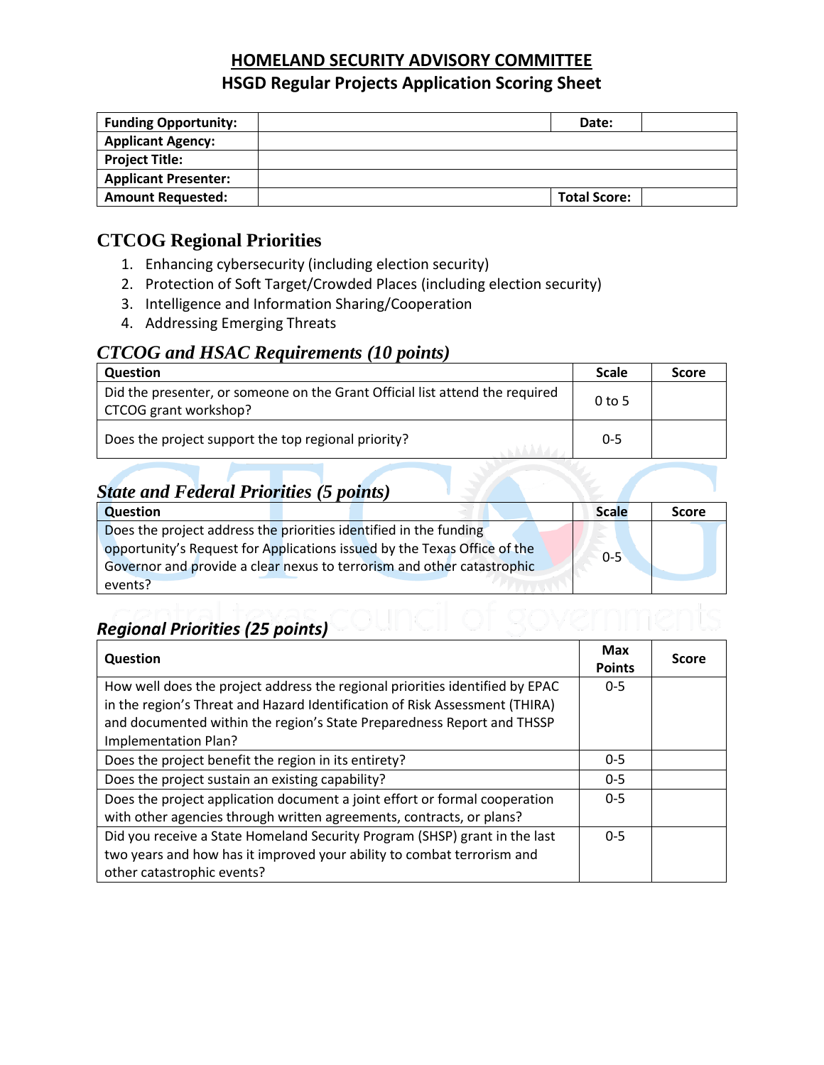# HOMELAND SECURITY ADVISORY COMMITTEE

## HSGD Regular Projects Application Scoring Sheet

| Funding Opportunity: | | Date: | |
|---|---|---|---|
| Applicant Agency: | | | |
| Project Title: | | | |
| Applicant Presenter: | | | |
| Amount Requested: | | Total Score: | |

## CTCOG Regional Priorities

1. Enhancing cybersecurity (including election security)
2. Protection of Soft Target/Crowded Places (including election security)
3. Intelligence and Information Sharing/Cooperation
4. Addressing Emerging Threats

### *CTCOG and HSAC Requirements (10 points)*

| Question | Scale | Score |
|---|---|---|
| Did the presenter, or someone on the Grant Official list attend the required CTCOG grant workshop? | 0 to 5 | |
| Does the project support the top regional priority? | 0-5 | |

### *State and Federal Priorities (5 points)*

| Question | Scale | Score |
|---|---|---|
| Does the project address the priorities identified in the funding opportunity's Request for Applications issued by the Texas Office of the Governor and provide a clear nexus to terrorism and other catastrophic events? | 0-5 | |

### *Regional Priorities (25 points)*

| Question | Max Points | Score |
|---|---|---|
| How well does the project address the regional priorities identified by EPAC in the region's Threat and Hazard Identification of Risk Assessment (THIRA) and documented within the region's State Preparedness Report and THSSP Implementation Plan? | 0-5 | |
| Does the project benefit the region in its entirety? | 0-5 | |
| Does the project sustain an existing capability? | 0-5 | |
| Does the project application document a joint effort or formal cooperation with other agencies through written agreements, contracts, or plans? | 0-5 | |
| Did you receive a State Homeland Security Program (SHSP) grant in the last two years and how has it improved your ability to combat terrorism and other catastrophic events? | 0-5 | |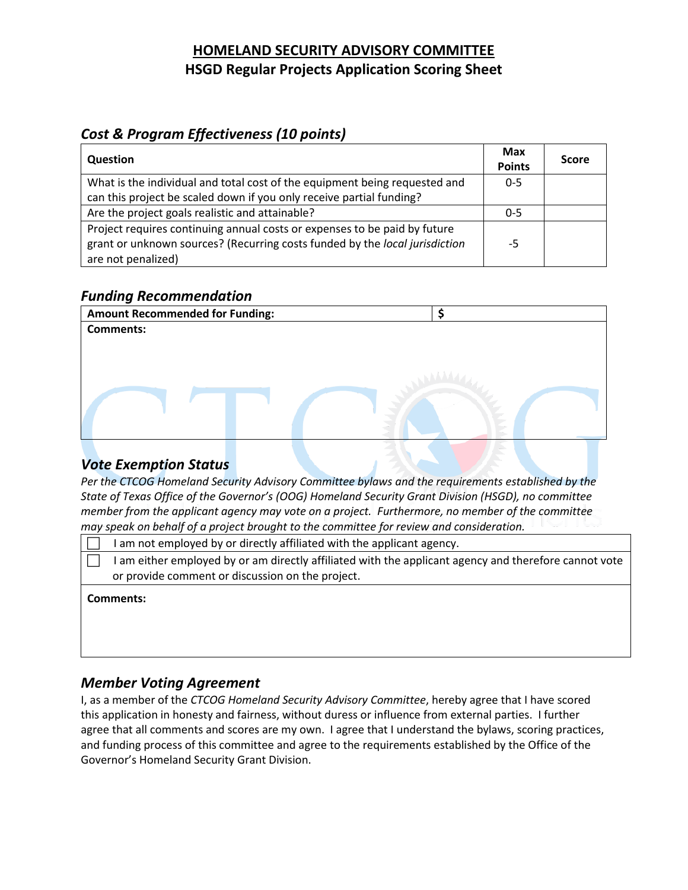# HOMELAND SECURITY ADVISORY COMMITTEE

## HSGD Regular Projects Application Scoring Sheet

### *Cost & Program Effectiveness (10 points)*

| Question | Max Points | Score |
|---|---|---|
| What is the individual and total cost of the equipment being requested and can this project be scaled down if you only receive partial funding? | 0-5 | |
| Are the project goals realistic and attainable? | 0-5 | |
| Project requires continuing annual costs or expenses to be paid by future grant or unknown sources? (Recurring costs funded by the *local jurisdiction* are not penalized) | -5 | |

### *Funding Recommendation*

| **Amount Recommended for Funding:** | **$** |
|---|---|
| **Comments:** | |

### *Vote Exemption Status*

*Per the CTCOG Homeland Security Advisory Committee bylaws and the requirements established by the State of Texas Office of the Governor's (OOG) Homeland Security Grant Division (HSGD), no committee member from the applicant agency may vote on a project. Furthermore, no member of the committee may speak on behalf of a project brought to the committee for review and consideration.*

- ☐ I am not employed by or directly affiliated with the applicant agency.
- ☐ I am either employed by or am directly affiliated with the applicant agency and therefore cannot vote or provide comment or discussion on the project.

**Comments:**

### *Member Voting Agreement*

I, as a member of the *CTCOG Homeland Security Advisory Committee*, hereby agree that I have scored this application in honesty and fairness, without duress or influence from external parties. I further agree that all comments and scores are my own. I agree that I understand the bylaws, scoring practices, and funding process of this committee and agree to the requirements established by the Office of the Governor's Homeland Security Grant Division.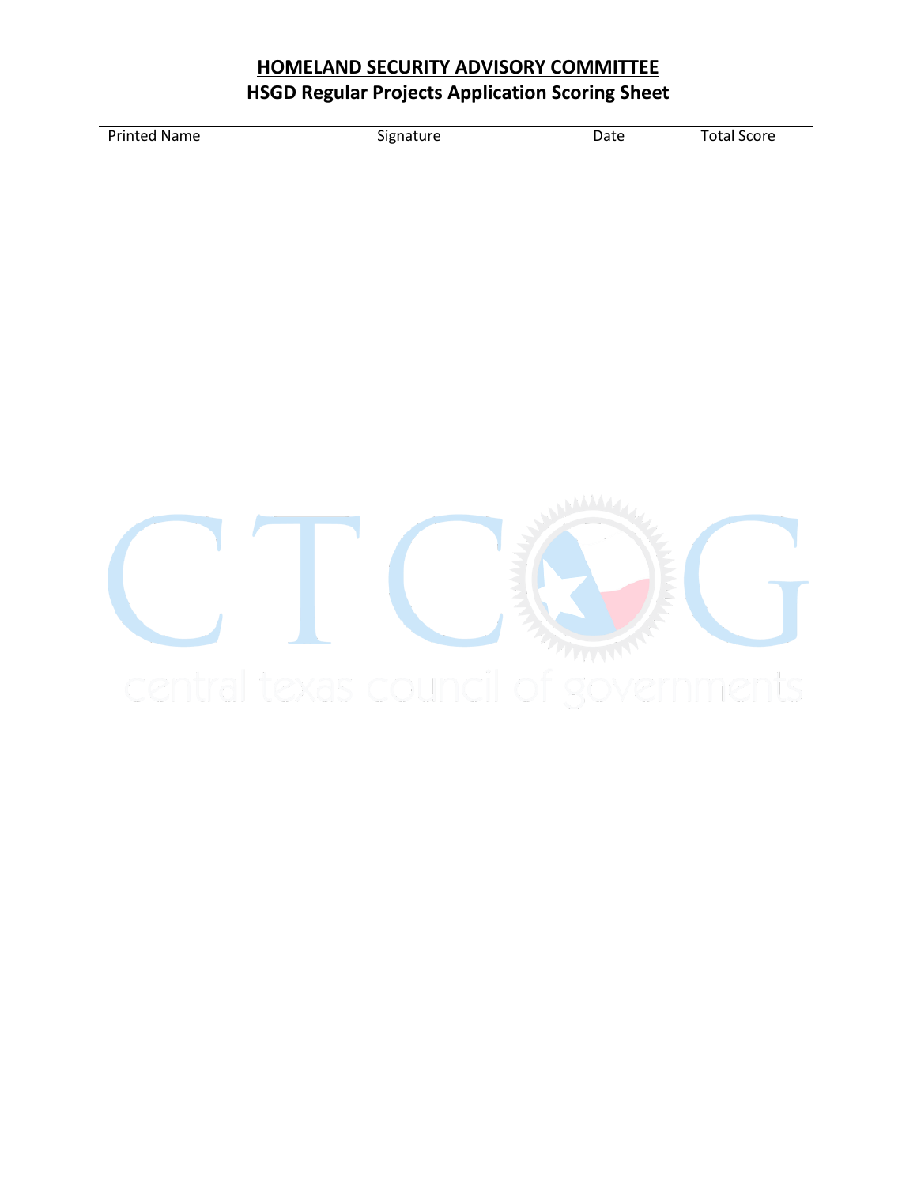**HOMELAND SECURITY ADVISORY COMMITTEE**

**HSGD Regular Projects Application Scoring Sheet**

| Printed Name | Signature | Date | Total Score |
|---|---|---|---|